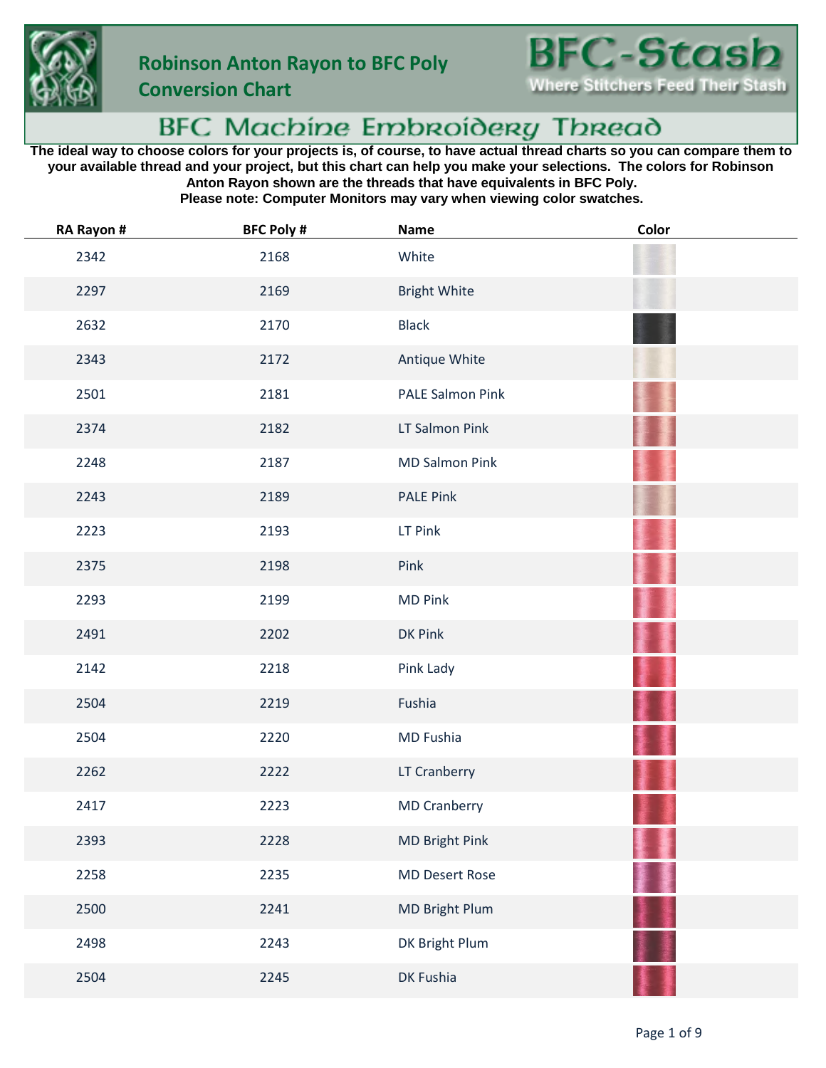# Robinson Anton Rayon to BFC Poly Conversion Chart

**BFC-Stash**
Where Stitchers Feed Their Stash

## BFC Machine Embroidery Thread

**The ideal way to choose colors for your projects is, of course, to have actual thread charts so you can compare them to your available thread and your project, but this chart can help you make your selections. The colors for Robinson Anton Rayon shown are the threads that have equivalents in BFC Poly. Please note: Computer Monitors may vary when viewing color swatches.**

| RA Rayon # | BFC Poly # | Name | Color |
|---|---|---|---|
| 2342 | 2168 | White | |
| 2297 | 2169 | Bright White | |
| 2632 | 2170 | Black | |
| 2343 | 2172 | Antique White | |
| 2501 | 2181 | PALE Salmon Pink | |
| 2374 | 2182 | LT Salmon Pink | |
| 2248 | 2187 | MD Salmon Pink | |
| 2243 | 2189 | PALE Pink | |
| 2223 | 2193 | LT Pink | |
| 2375 | 2198 | Pink | |
| 2293 | 2199 | MD Pink | |
| 2491 | 2202 | DK Pink | |
| 2142 | 2218 | Pink Lady | |
| 2504 | 2219 | Fushia | |
| 2504 | 2220 | MD Fushia | |
| 2262 | 2222 | LT Cranberry | |
| 2417 | 2223 | MD Cranberry | |
| 2393 | 2228 | MD Bright Pink | |
| 2258 | 2235 | MD Desert Rose | |
| 2500 | 2241 | MD Bright Plum | |
| 2498 | 2243 | DK Bright Plum | |
| 2504 | 2245 | DK Fushia | |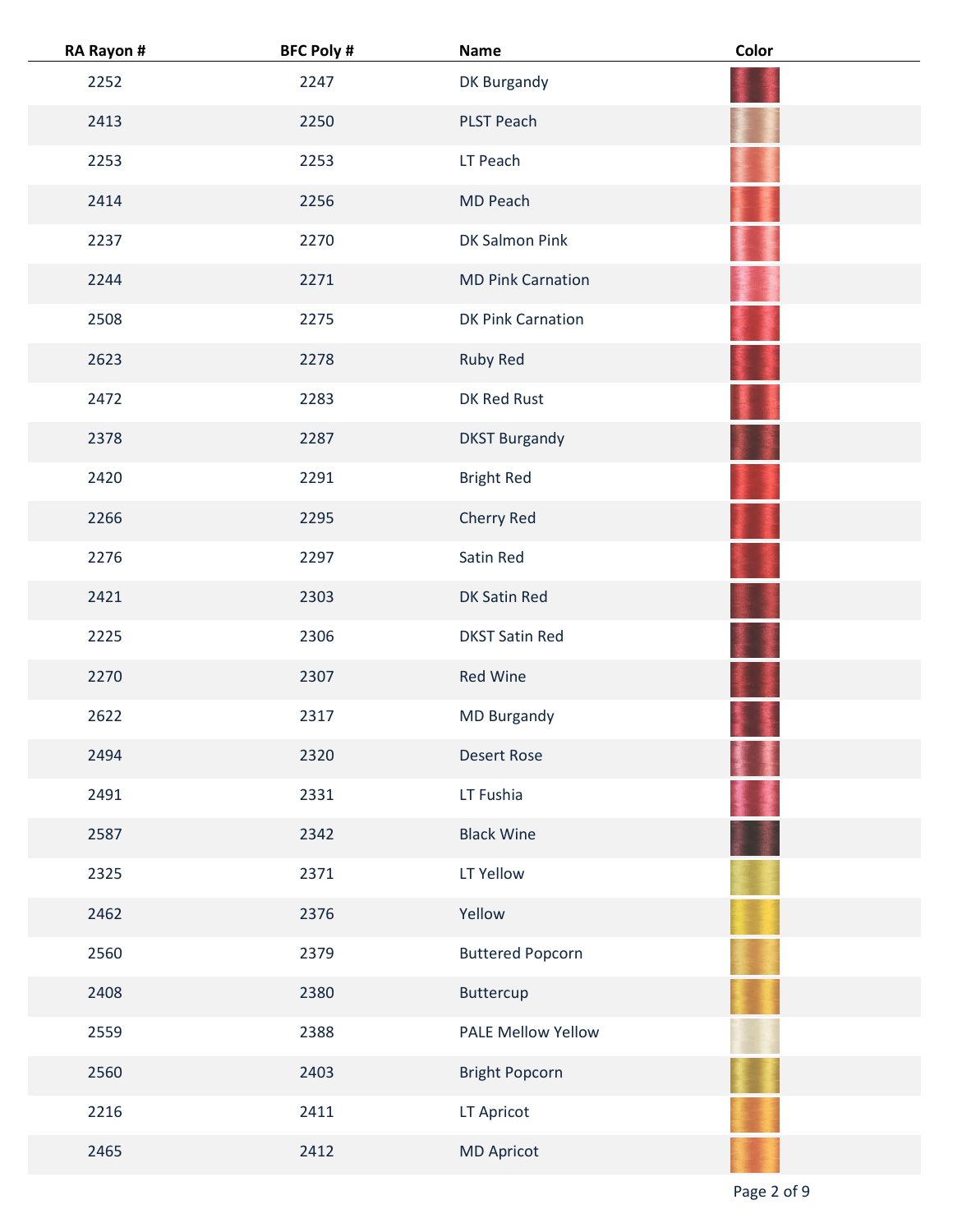| RA Rayon # | BFC Poly # | Name | Color |
|---|---|---|---|
| 2252 | 2247 | DK Burgandy | |
| 2413 | 2250 | PLST Peach | |
| 2253 | 2253 | LT Peach | |
| 2414 | 2256 | MD Peach | |
| 2237 | 2270 | DK Salmon Pink | |
| 2244 | 2271 | MD Pink Carnation | |
| 2508 | 2275 | DK Pink Carnation | |
| 2623 | 2278 | Ruby Red | |
| 2472 | 2283 | DK Red Rust | |
| 2378 | 2287 | DKST Burgandy | |
| 2420 | 2291 | Bright Red | |
| 2266 | 2295 | Cherry Red | |
| 2276 | 2297 | Satin Red | |
| 2421 | 2303 | DK Satin Red | |
| 2225 | 2306 | DKST Satin Red | |
| 2270 | 2307 | Red Wine | |
| 2622 | 2317 | MD Burgandy | |
| 2494 | 2320 | Desert Rose | |
| 2491 | 2331 | LT Fushia | |
| 2587 | 2342 | Black Wine | |
| 2325 | 2371 | LT Yellow | |
| 2462 | 2376 | Yellow | |
| 2560 | 2379 | Buttered Popcorn | |
| 2408 | 2380 | Buttercup | |
| 2559 | 2388 | PALE Mellow Yellow | |
| 2560 | 2403 | Bright Popcorn | |
| 2216 | 2411 | LT Apricot | |
| 2465 | 2412 | MD Apricot | |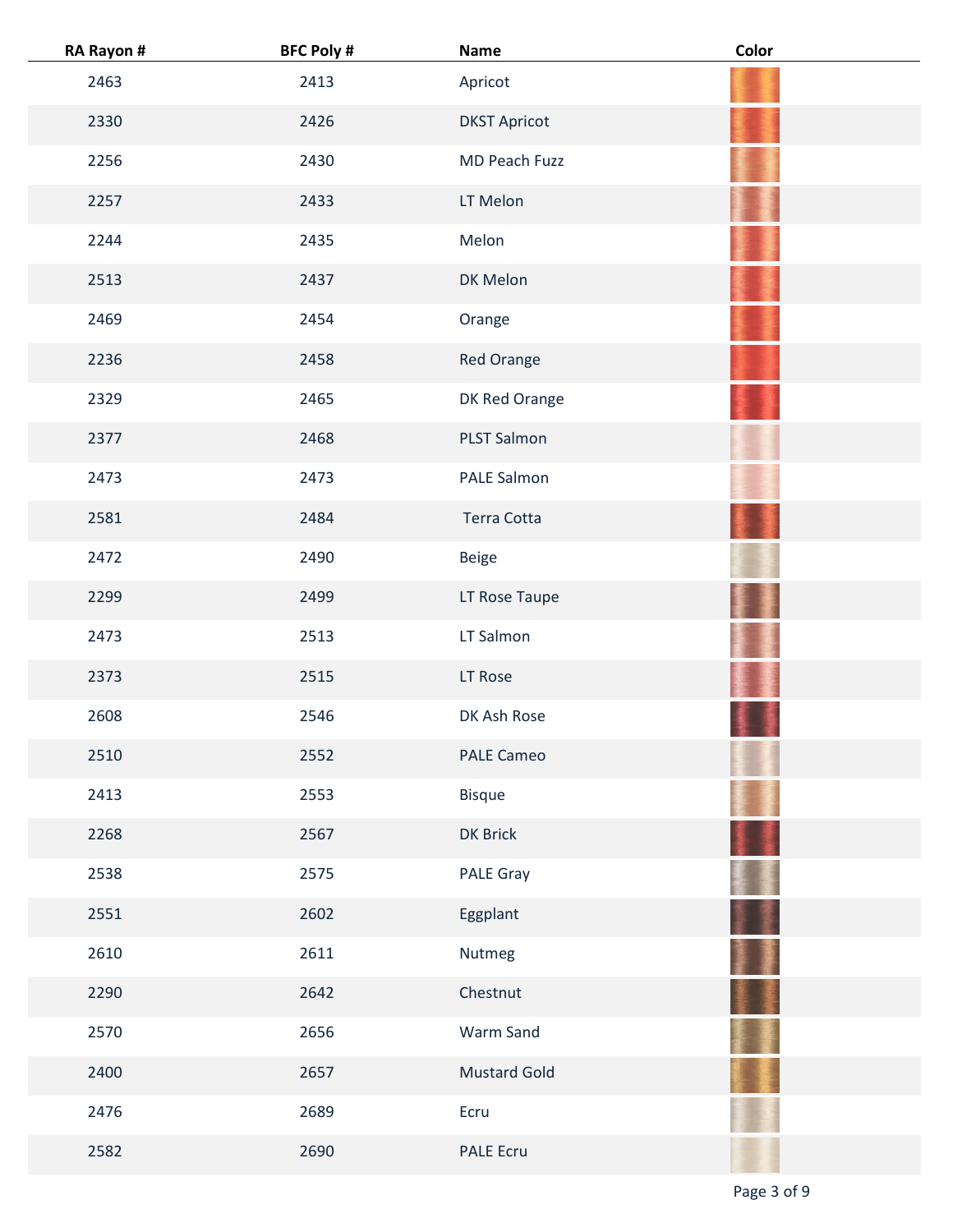| RA Rayon # | BFC Poly # | Name | Color |
|---|---|---|---|
| 2463 | 2413 | Apricot | |
| 2330 | 2426 | DKST Apricot | |
| 2256 | 2430 | MD Peach Fuzz | |
| 2257 | 2433 | LT Melon | |
| 2244 | 2435 | Melon | |
| 2513 | 2437 | DK Melon | |
| 2469 | 2454 | Orange | |
| 2236 | 2458 | Red Orange | |
| 2329 | 2465 | DK Red Orange | |
| 2377 | 2468 | PLST Salmon | |
| 2473 | 2473 | PALE Salmon | |
| 2581 | 2484 | Terra Cotta | |
| 2472 | 2490 | Beige | |
| 2299 | 2499 | LT Rose Taupe | |
| 2473 | 2513 | LT Salmon | |
| 2373 | 2515 | LT Rose | |
| 2608 | 2546 | DK Ash Rose | |
| 2510 | 2552 | PALE Cameo | |
| 2413 | 2553 | Bisque | |
| 2268 | 2567 | DK Brick | |
| 2538 | 2575 | PALE Gray | |
| 2551 | 2602 | Eggplant | |
| 2610 | 2611 | Nutmeg | |
| 2290 | 2642 | Chestnut | |
| 2570 | 2656 | Warm Sand | |
| 2400 | 2657 | Mustard Gold | |
| 2476 | 2689 | Ecru | |
| 2582 | 2690 | PALE Ecru | |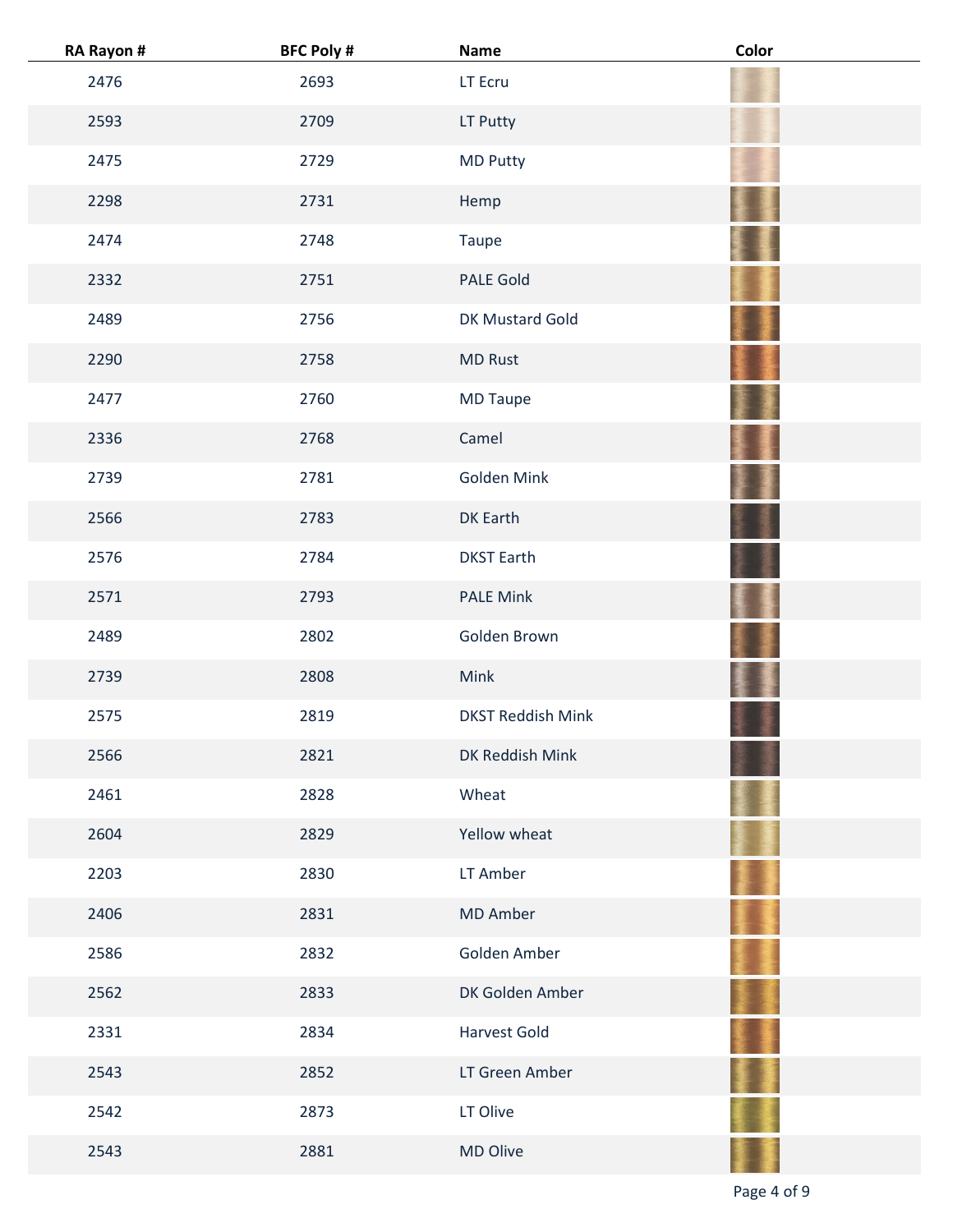| RA Rayon # | BFC Poly # | Name | Color |
|---|---|---|---|
| 2476 | 2693 | LT Ecru | |
| 2593 | 2709 | LT Putty | |
| 2475 | 2729 | MD Putty | |
| 2298 | 2731 | Hemp | |
| 2474 | 2748 | Taupe | |
| 2332 | 2751 | PALE Gold | |
| 2489 | 2756 | DK Mustard Gold | |
| 2290 | 2758 | MD Rust | |
| 2477 | 2760 | MD Taupe | |
| 2336 | 2768 | Camel | |
| 2739 | 2781 | Golden Mink | |
| 2566 | 2783 | DK Earth | |
| 2576 | 2784 | DKST Earth | |
| 2571 | 2793 | PALE Mink | |
| 2489 | 2802 | Golden Brown | |
| 2739 | 2808 | Mink | |
| 2575 | 2819 | DKST Reddish Mink | |
| 2566 | 2821 | DK Reddish Mink | |
| 2461 | 2828 | Wheat | |
| 2604 | 2829 | Yellow wheat | |
| 2203 | 2830 | LT Amber | |
| 2406 | 2831 | MD Amber | |
| 2586 | 2832 | Golden Amber | |
| 2562 | 2833 | DK Golden Amber | |
| 2331 | 2834 | Harvest Gold | |
| 2543 | 2852 | LT Green Amber | |
| 2542 | 2873 | LT Olive | |
| 2543 | 2881 | MD Olive | |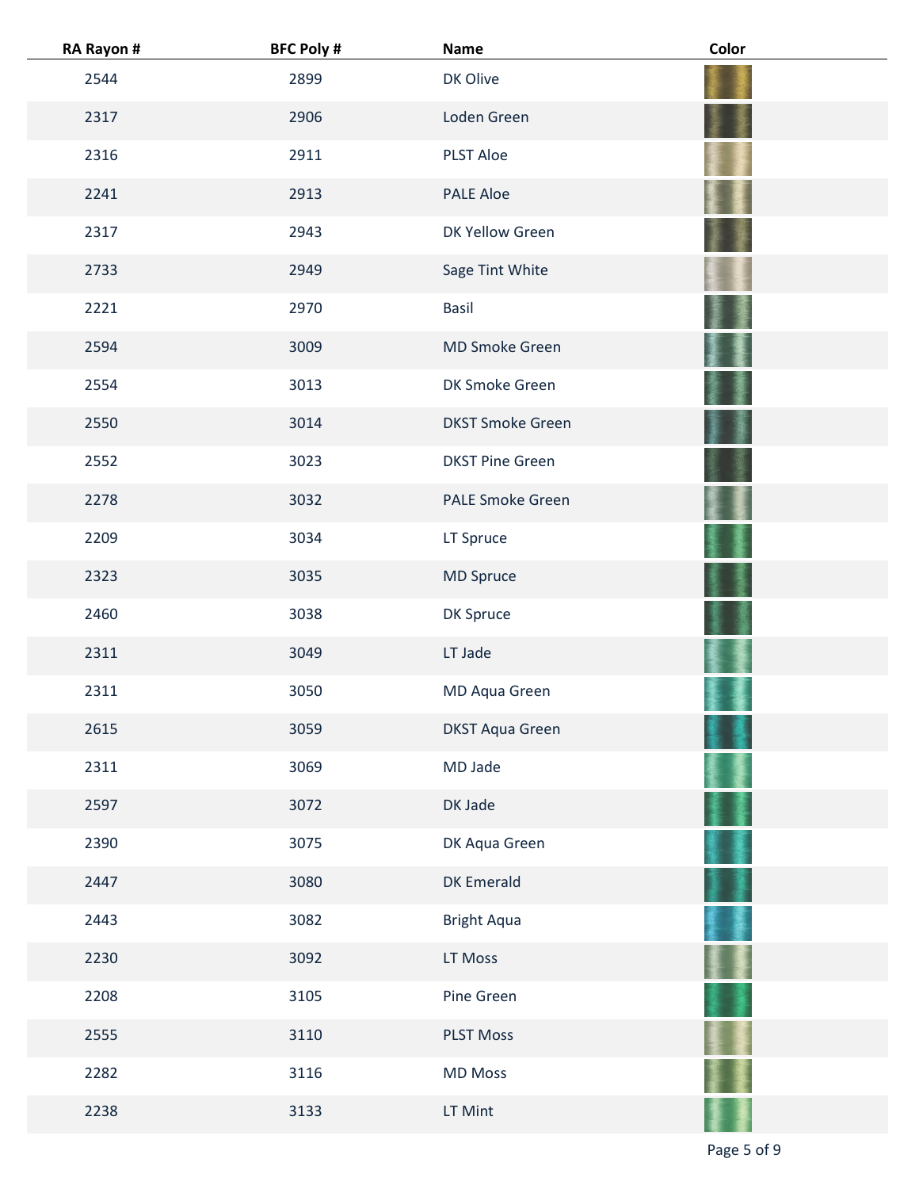| RA Rayon # | BFC Poly # | Name | Color |
|---|---|---|---|
| 2544 | 2899 | DK Olive | |
| 2317 | 2906 | Loden Green | |
| 2316 | 2911 | PLST Aloe | |
| 2241 | 2913 | PALE Aloe | |
| 2317 | 2943 | DK Yellow Green | |
| 2733 | 2949 | Sage Tint White | |
| 2221 | 2970 | Basil | |
| 2594 | 3009 | MD Smoke Green | |
| 2554 | 3013 | DK Smoke Green | |
| 2550 | 3014 | DKST Smoke Green | |
| 2552 | 3023 | DKST Pine Green | |
| 2278 | 3032 | PALE Smoke Green | |
| 2209 | 3034 | LT Spruce | |
| 2323 | 3035 | MD Spruce | |
| 2460 | 3038 | DK Spruce | |
| 2311 | 3049 | LT Jade | |
| 2311 | 3050 | MD Aqua Green | |
| 2615 | 3059 | DKST Aqua Green | |
| 2311 | 3069 | MD Jade | |
| 2597 | 3072 | DK Jade | |
| 2390 | 3075 | DK Aqua Green | |
| 2447 | 3080 | DK Emerald | |
| 2443 | 3082 | Bright Aqua | |
| 2230 | 3092 | LT Moss | |
| 2208 | 3105 | Pine Green | |
| 2555 | 3110 | PLST Moss | |
| 2282 | 3116 | MD Moss | |
| 2238 | 3133 | LT Mint | |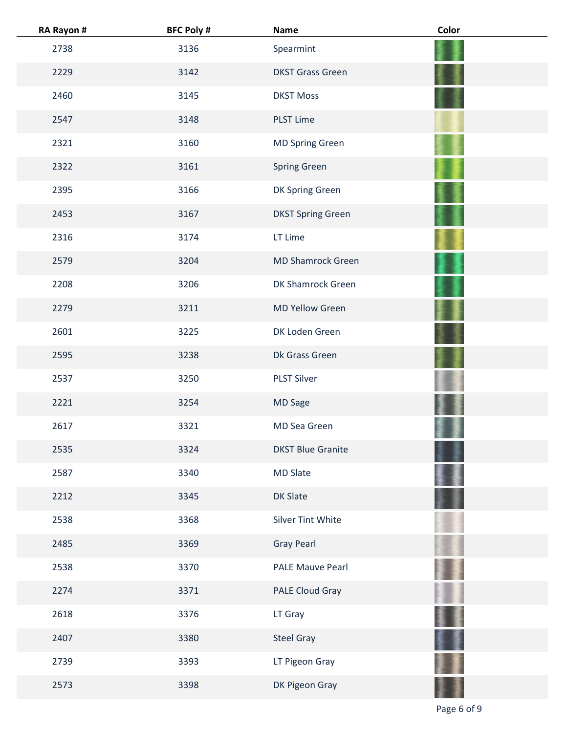| RA Rayon # | BFC Poly # | Name | Color |
|---|---|---|---|
| 2738 | 3136 | Spearmint | |
| 2229 | 3142 | DKST Grass Green | |
| 2460 | 3145 | DKST Moss | |
| 2547 | 3148 | PLST Lime | |
| 2321 | 3160 | MD Spring Green | |
| 2322 | 3161 | Spring Green | |
| 2395 | 3166 | DK Spring Green | |
| 2453 | 3167 | DKST Spring Green | |
| 2316 | 3174 | LT Lime | |
| 2579 | 3204 | MD Shamrock Green | |
| 2208 | 3206 | DK Shamrock Green | |
| 2279 | 3211 | MD Yellow Green | |
| 2601 | 3225 | DK Loden Green | |
| 2595 | 3238 | Dk Grass Green | |
| 2537 | 3250 | PLST Silver | |
| 2221 | 3254 | MD Sage | |
| 2617 | 3321 | MD Sea Green | |
| 2535 | 3324 | DKST Blue Granite | |
| 2587 | 3340 | MD Slate | |
| 2212 | 3345 | DK Slate | |
| 2538 | 3368 | Silver Tint White | |
| 2485 | 3369 | Gray Pearl | |
| 2538 | 3370 | PALE Mauve Pearl | |
| 2274 | 3371 | PALE Cloud Gray | |
| 2618 | 3376 | LT Gray | |
| 2407 | 3380 | Steel Gray | |
| 2739 | 3393 | LT Pigeon Gray | |
| 2573 | 3398 | DK Pigeon Gray | |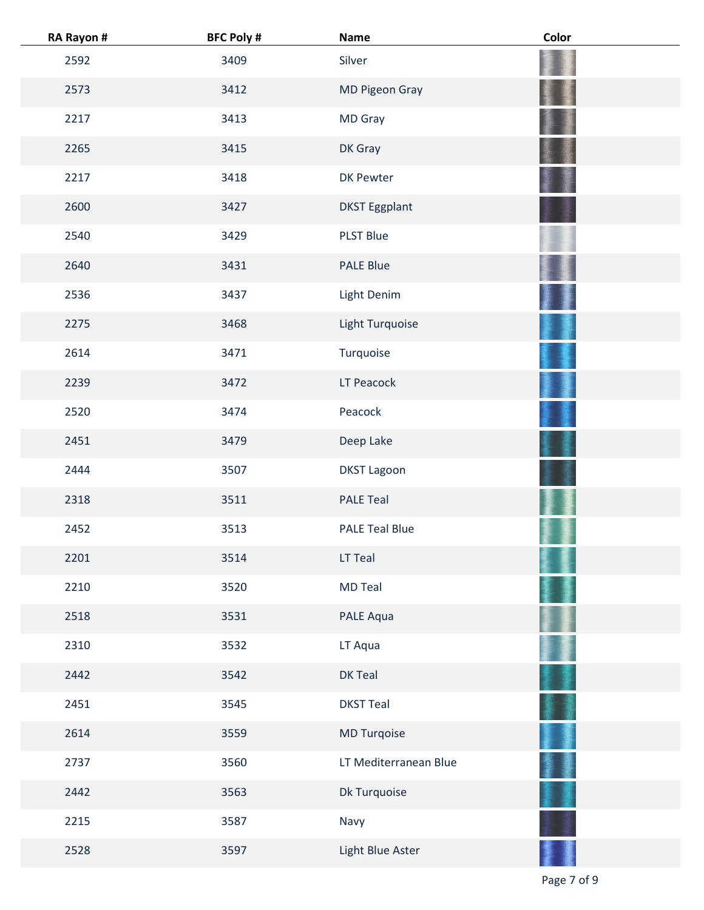| RA Rayon # | BFC Poly # | Name | Color |
|---|---|---|---|
| 2592 | 3409 | Silver | |
| 2573 | 3412 | MD Pigeon Gray | |
| 2217 | 3413 | MD Gray | |
| 2265 | 3415 | DK Gray | |
| 2217 | 3418 | DK Pewter | |
| 2600 | 3427 | DKST Eggplant | |
| 2540 | 3429 | PLST Blue | |
| 2640 | 3431 | PALE Blue | |
| 2536 | 3437 | Light Denim | |
| 2275 | 3468 | Light Turquoise | |
| 2614 | 3471 | Turquoise | |
| 2239 | 3472 | LT Peacock | |
| 2520 | 3474 | Peacock | |
| 2451 | 3479 | Deep Lake | |
| 2444 | 3507 | DKST Lagoon | |
| 2318 | 3511 | PALE Teal | |
| 2452 | 3513 | PALE Teal Blue | |
| 2201 | 3514 | LT Teal | |
| 2210 | 3520 | MD Teal | |
| 2518 | 3531 | PALE Aqua | |
| 2310 | 3532 | LT Aqua | |
| 2442 | 3542 | DK Teal | |
| 2451 | 3545 | DKST Teal | |
| 2614 | 3559 | MD Turqoise | |
| 2737 | 3560 | LT Mediterranean Blue | |
| 2442 | 3563 | Dk Turquoise | |
| 2215 | 3587 | Navy | |
| 2528 | 3597 | Light Blue Aster | |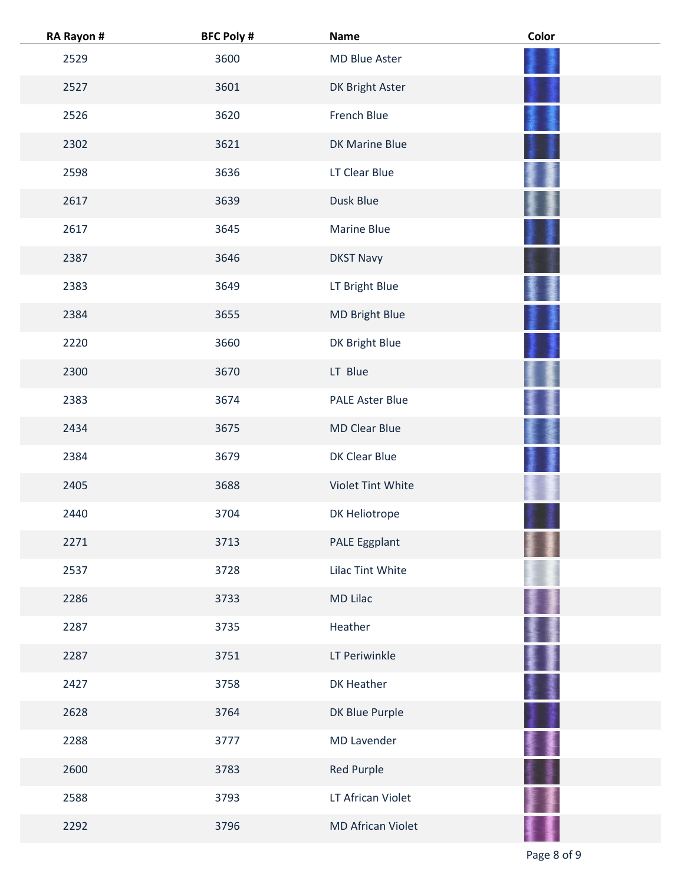| RA Rayon # | BFC Poly # | Name | Color |
| --- | --- | --- | --- |
| 2529 | 3600 | MD Blue Aster | |
| 2527 | 3601 | DK Bright Aster | |
| 2526 | 3620 | French Blue | |
| 2302 | 3621 | DK Marine Blue | |
| 2598 | 3636 | LT Clear Blue | |
| 2617 | 3639 | Dusk Blue | |
| 2617 | 3645 | Marine Blue | |
| 2387 | 3646 | DKST Navy | |
| 2383 | 3649 | LT Bright Blue | |
| 2384 | 3655 | MD Bright Blue | |
| 2220 | 3660 | DK Bright Blue | |
| 2300 | 3670 | LT Blue | |
| 2383 | 3674 | PALE Aster Blue | |
| 2434 | 3675 | MD Clear Blue | |
| 2384 | 3679 | DK Clear Blue | |
| 2405 | 3688 | Violet Tint White | |
| 2440 | 3704 | DK Heliotrope | |
| 2271 | 3713 | PALE Eggplant | |
| 2537 | 3728 | Lilac Tint White | |
| 2286 | 3733 | MD Lilac | |
| 2287 | 3735 | Heather | |
| 2287 | 3751 | LT Periwinkle | |
| 2427 | 3758 | DK Heather | |
| 2628 | 3764 | DK Blue Purple | |
| 2288 | 3777 | MD Lavender | |
| 2600 | 3783 | Red Purple | |
| 2588 | 3793 | LT African Violet | |
| 2292 | 3796 | MD African Violet | |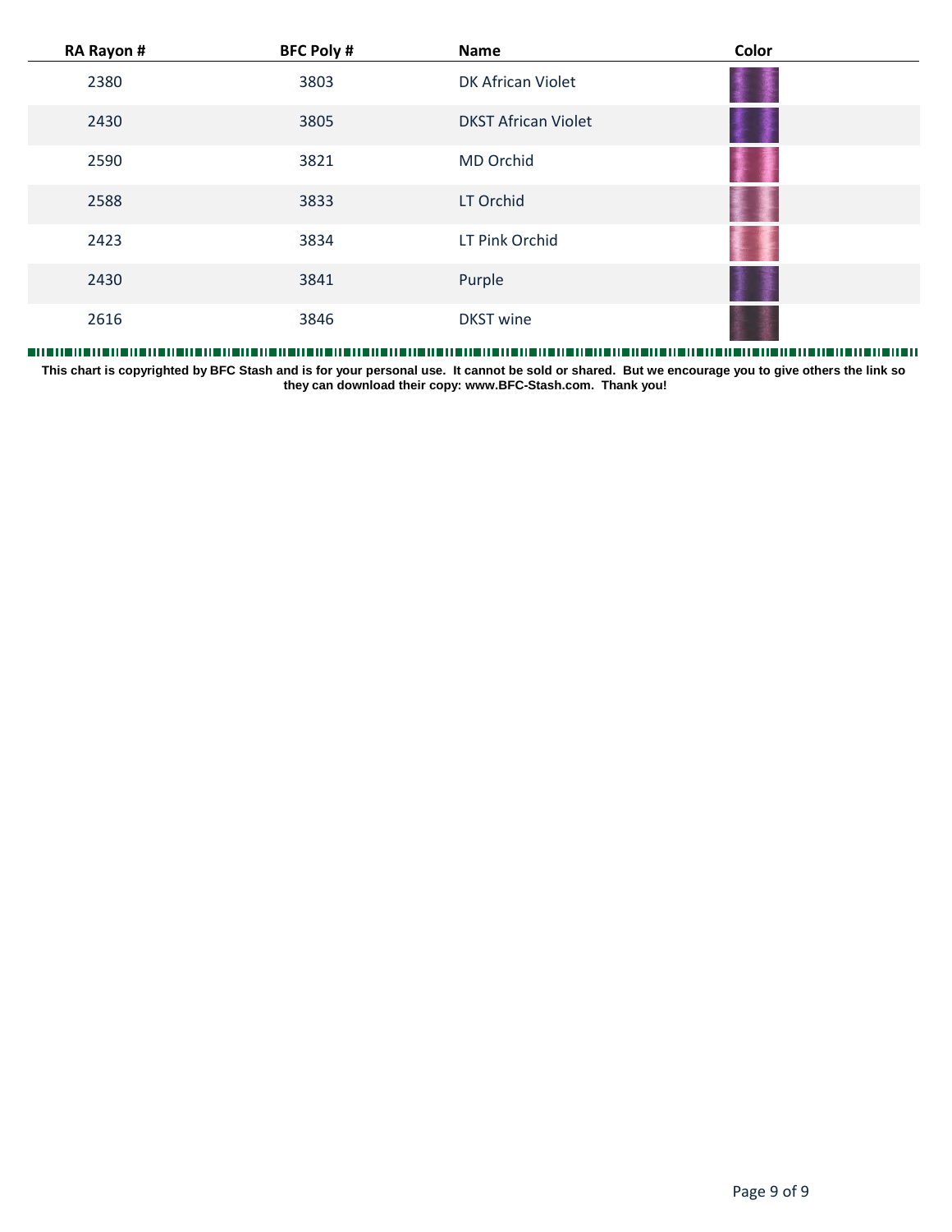| RA Rayon # | BFC Poly # | Name | Color |
|---|---|---|---|
| 2380 | 3803 | DK African Violet | |
| 2430 | 3805 | DKST African Violet | |
| 2590 | 3821 | MD Orchid | |
| 2588 | 3833 | LT Orchid | |
| 2423 | 3834 | LT Pink Orchid | |
| 2430 | 3841 | Purple | |
| 2616 | 3846 | DKST wine | |

**This chart is copyrighted by BFC Stash and is for your personal use. It cannot be sold or shared. But we encourage you to give others the link so they can download their copy: www.BFC-Stash.com. Thank you!**